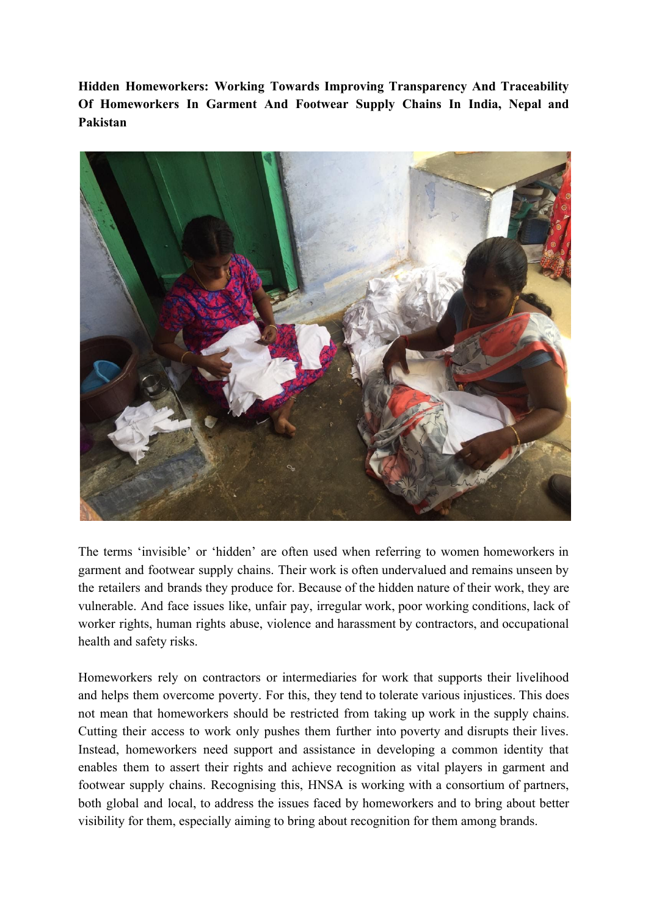**Hidden Homeworkers: Working Towards Improving Transparency And Traceability Of Homeworkers In Garment And Footwear Supply Chains In India, Nepal and Pakistan**

The terms 'invisible' or 'hidden' are often used when referring to women homeworkers in garment and footwear supply chains. Their work is often undervalued and remains unseen by the retailers and brands they produce for. Because of the hidden nature of their work, they are vulnerable. And face issues like, unfair pay, irregular work, poor working conditions, lack of worker rights, human rights abuse, violence and harassment by contractors, and occupational health and safety risks.

Homeworkers rely on contractors or intermediaries for work that supports their livelihood and helps them overcome poverty. For this, they tend to tolerate various injustices. This does not mean that homeworkers should be restricted from taking up work in the supply chains. Cutting their access to work only pushes them further into poverty and disrupts their lives. Instead, homeworkers need support and assistance in developing a common identity that enables them to assert their rights and achieve recognition as vital players in garment and footwear supply chains. Recognising this, HNSA is working with a consortium of partners, both global and local, to address the issues faced by homeworkers and to bring about better visibility for them, especially aiming to bring about recognition for them among brands.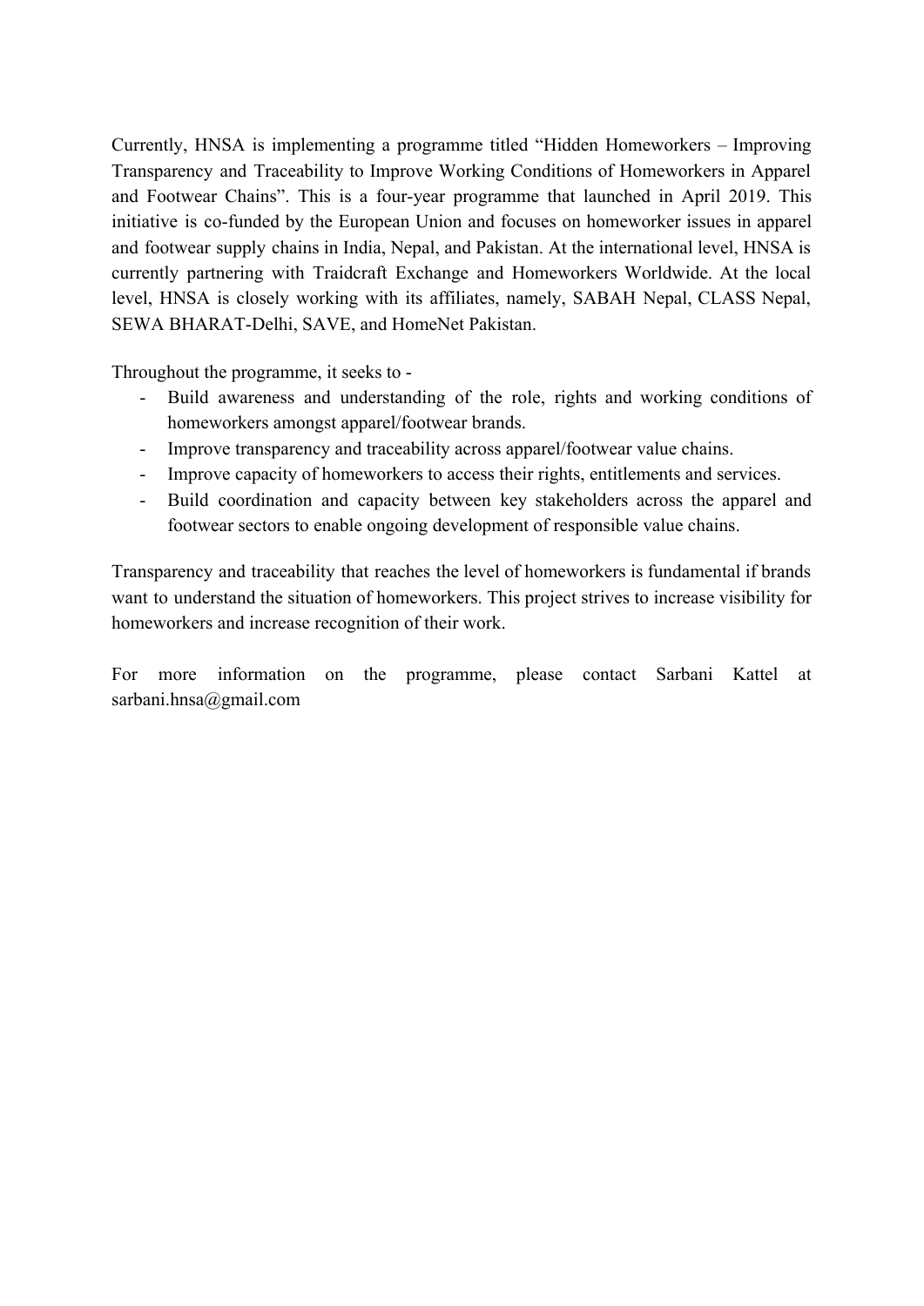Currently, HNSA is implementing a programme titled "Hidden Homeworkers – Improving Transparency and Traceability to Improve Working Conditions of Homeworkers in Apparel and Footwear Chains". This is a four-year programme that launched in April 2019. This initiative is co-funded by the European Union and focuses on homeworker issues in apparel and footwear supply chains in India, Nepal, and Pakistan. At the international level, HNSA is currently partnering with Traidcraft Exchange and Homeworkers Worldwide. At the local level, HNSA is closely working with its affiliates, namely, SABAH Nepal, CLASS Nepal, SEWA BHARAT-Delhi, SAVE, and HomeNet Pakistan.

Throughout the programme, it seeks to -

- Build awareness and understanding of the role, rights and working conditions of homeworkers amongst apparel/footwear brands.
- Improve transparency and traceability across apparel/footwear value chains.
- Improve capacity of homeworkers to access their rights, entitlements and services.
- Build coordination and capacity between key stakeholders across the apparel and footwear sectors to enable ongoing development of responsible value chains.

Transparency and traceability that reaches the level of homeworkers is fundamental if brands want to understand the situation of homeworkers. This project strives to increase visibility for homeworkers and increase recognition of their work.

For more information on the programme, please contact Sarbani Kattel at sarbani.hnsa@gmail.com